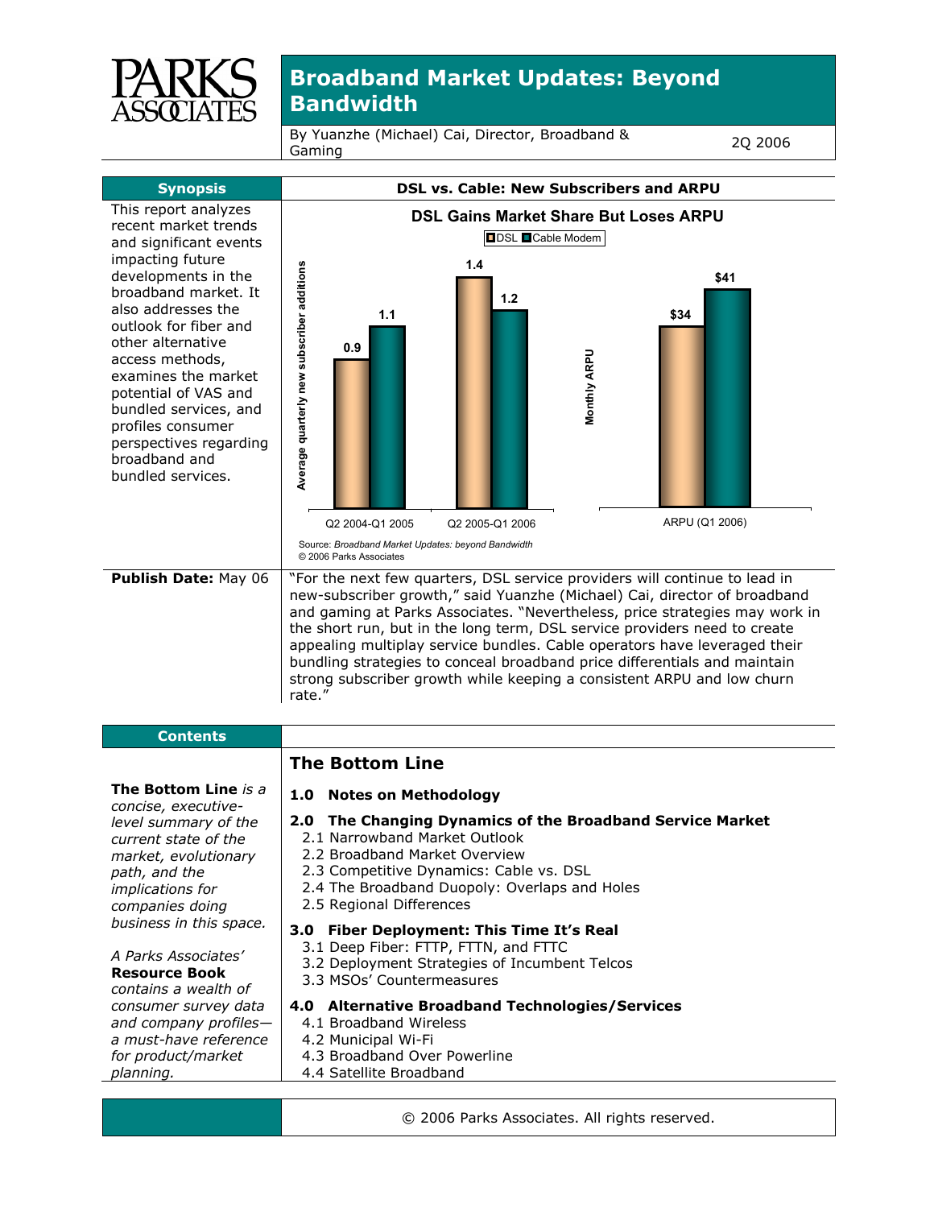# Broadband Market Updates: Beyond Bandwidth

By Yuanzhe (Michael) Cai, Director, Broadband & Gaming

2Q 2006

## Synopsis

This report analyzes recent market trends and significant events impacting future developments in the broadband market. It also addresses the outlook for fiber and other alternative access methods, examines the market potential of VAS and bundled services, and profiles consumer perspectives regarding broadband and bundled services.

### DSL vs. Cable: New Subscribers and ARPU

**DSL Gains Market Share But Loses ARPU**

| | DSL | Cable Modem |
|---|---|---|
| Average quarterly new subscriber additions: Q2 2004-Q1 2005 | 0.9 | 1.1 |
| Average quarterly new subscriber additions: Q2 2005-Q1 2006 | 1.4 | 1.2 |
| Monthly ARPU (Q1 2006) | $34 | $41 |

Source: *Broadband Market Updates: beyond Bandwidth*
© 2006 Parks Associates

**Publish Date:** May 06

"For the next few quarters, DSL service providers will continue to lead in new-subscriber growth," said Yuanzhe (Michael) Cai, director of broadband and gaming at Parks Associates. "Nevertheless, price strategies may work in the short run, but in the long term, DSL service providers need to create appealing multiplay service bundles. Cable operators have leveraged their bundling strategies to conceal broadband price differentials and maintain strong subscriber growth while keeping a consistent ARPU and low churn rate."

## Contents

**The Bottom Line** *is a concise, executive-level summary of the current state of the market, evolutionary path, and the implications for companies doing business in this space.*

*A Parks Associates'* **Resource Book** *contains a wealth of consumer survey data and company profiles—a must-have reference for product/market planning.*

### The Bottom Line

**1.0 Notes on Methodology**

**2.0 The Changing Dynamics of the Broadband Service Market**
- 2.1 Narrowband Market Outlook
- 2.2 Broadband Market Overview
- 2.3 Competitive Dynamics: Cable vs. DSL
- 2.4 The Broadband Duopoly: Overlaps and Holes
- 2.5 Regional Differences

**3.0 Fiber Deployment: This Time It's Real**
- 3.1 Deep Fiber: FTTP, FTTN, and FTTC
- 3.2 Deployment Strategies of Incumbent Telcos
- 3.3 MSOs' Countermeasures

**4.0 Alternative Broadband Technologies/Services**
- 4.1 Broadband Wireless
- 4.2 Municipal Wi-Fi
- 4.3 Broadband Over Powerline
- 4.4 Satellite Broadband

© 2006 Parks Associates. All rights reserved.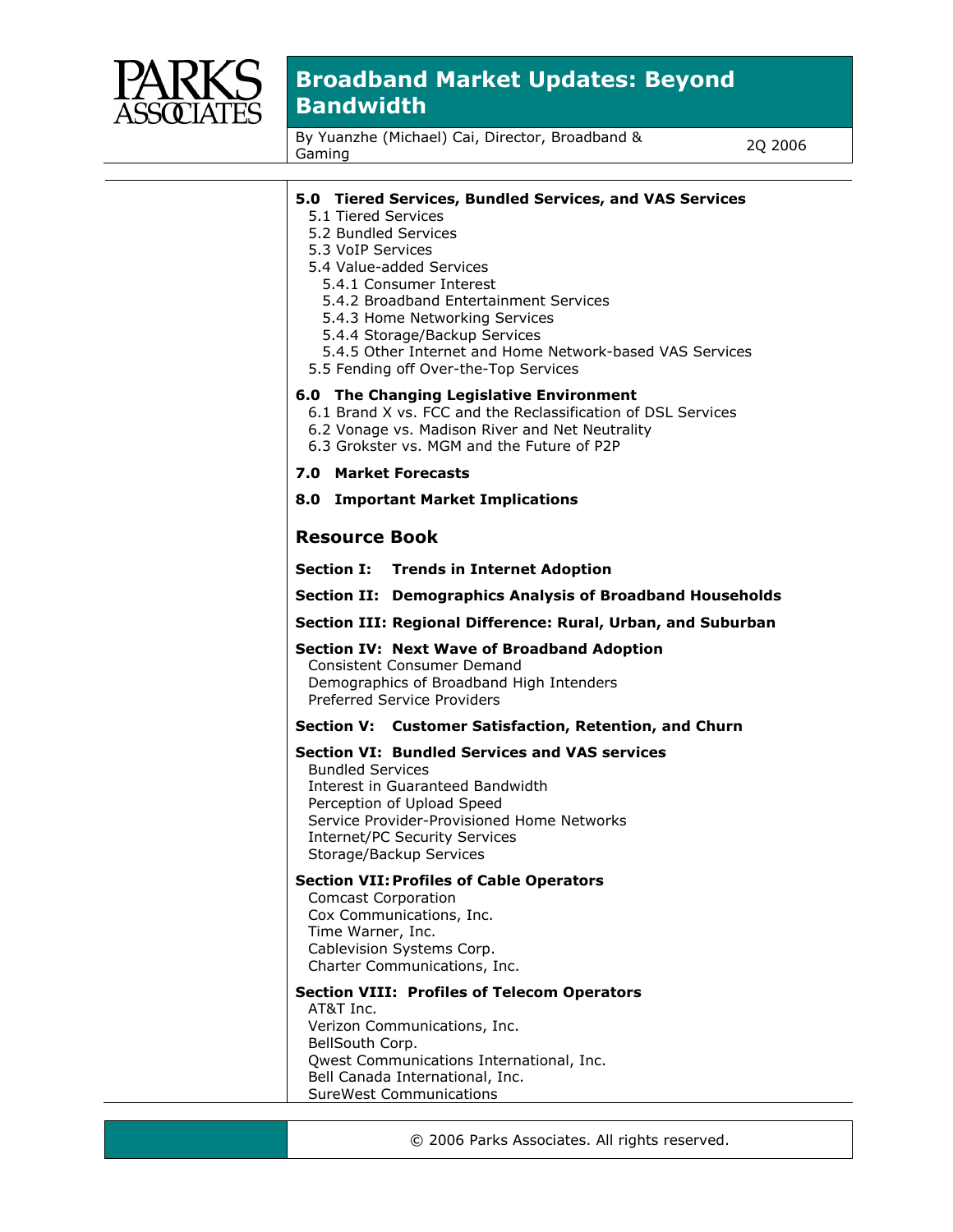**5.0 Tiered Services, Bundled Services, and VAS Services**

- 5.1 Tiered Services
- 5.2 Bundled Services
- 5.3 VoIP Services
- 5.4 Value-added Services
  - 5.4.1 Consumer Interest
  - 5.4.2 Broadband Entertainment Services
  - 5.4.3 Home Networking Services
  - 5.4.4 Storage/Backup Services
  - 5.4.5 Other Internet and Home Network-based VAS Services
- 5.5 Fending off Over-the-Top Services

**6.0 The Changing Legislative Environment**

- 6.1 Brand X vs. FCC and the Reclassification of DSL Services
- 6.2 Vonage vs. Madison River and Net Neutrality
- 6.3 Grokster vs. MGM and the Future of P2P

**7.0 Market Forecasts**

**8.0 Important Market Implications**

## Resource Book

**Section I: Trends in Internet Adoption**

**Section II: Demographics Analysis of Broadband Households**

**Section III: Regional Difference: Rural, Urban, and Suburban**

**Section IV: Next Wave of Broadband Adoption**

- Consistent Consumer Demand
- Demographics of Broadband High Intenders
- Preferred Service Providers

**Section V: Customer Satisfaction, Retention, and Churn**

**Section VI: Bundled Services and VAS services**

- Bundled Services
- Interest in Guaranteed Bandwidth
- Perception of Upload Speed
- Service Provider-Provisioned Home Networks
- Internet/PC Security Services
- Storage/Backup Services

**Section VII: Profiles of Cable Operators**

- Comcast Corporation
- Cox Communications, Inc.
- Time Warner, Inc.
- Cablevision Systems Corp.
- Charter Communications, Inc.

**Section VIII: Profiles of Telecom Operators**

- AT&T Inc.
- Verizon Communications, Inc.
- BellSouth Corp.
- Qwest Communications International, Inc.
- Bell Canada International, Inc.
- SureWest Communications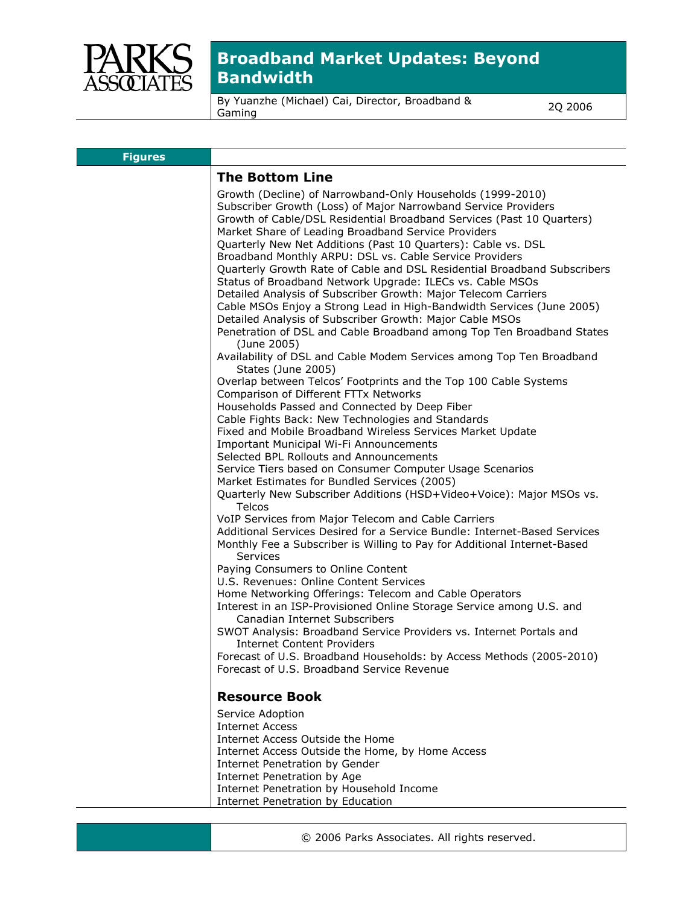# Broadband Market Updates: Beyond Bandwidth

By Yuanzhe (Michael) Cai, Director, Broadband & Gaming — 2Q 2006

## Figures

### The Bottom Line

Growth (Decline) of Narrowband-Only Households (1999-2010)
Subscriber Growth (Loss) of Major Narrowband Service Providers
Growth of Cable/DSL Residential Broadband Services (Past 10 Quarters)
Market Share of Leading Broadband Service Providers
Quarterly New Net Additions (Past 10 Quarters): Cable vs. DSL
Broadband Monthly ARPU: DSL vs. Cable Service Providers
Quarterly Growth Rate of Cable and DSL Residential Broadband Subscribers
Status of Broadband Network Upgrade: ILECs vs. Cable MSOs
Detailed Analysis of Subscriber Growth: Major Telecom Carriers
Cable MSOs Enjoy a Strong Lead in High-Bandwidth Services (June 2005)
Detailed Analysis of Subscriber Growth: Major Cable MSOs
Penetration of DSL and Cable Broadband among Top Ten Broadband States (June 2005)
Availability of DSL and Cable Modem Services among Top Ten Broadband States (June 2005)
Overlap between Telcos' Footprints and the Top 100 Cable Systems
Comparison of Different FTTx Networks
Households Passed and Connected by Deep Fiber
Cable Fights Back: New Technologies and Standards
Fixed and Mobile Broadband Wireless Services Market Update
Important Municipal Wi-Fi Announcements
Selected BPL Rollouts and Announcements
Service Tiers based on Consumer Computer Usage Scenarios
Market Estimates for Bundled Services (2005)
Quarterly New Subscriber Additions (HSD+Video+Voice): Major MSOs vs. Telcos
VoIP Services from Major Telecom and Cable Carriers
Additional Services Desired for a Service Bundle: Internet-Based Services
Monthly Fee a Subscriber is Willing to Pay for Additional Internet-Based Services
Paying Consumers to Online Content
U.S. Revenues: Online Content Services
Home Networking Offerings: Telecom and Cable Operators
Interest in an ISP-Provisioned Online Storage Service among U.S. and Canadian Internet Subscribers
SWOT Analysis: Broadband Service Providers vs. Internet Portals and Internet Content Providers
Forecast of U.S. Broadband Households: by Access Methods (2005-2010)
Forecast of U.S. Broadband Service Revenue

### Resource Book

Service Adoption
Internet Access
Internet Access Outside the Home
Internet Access Outside the Home, by Home Access
Internet Penetration by Gender
Internet Penetration by Age
Internet Penetration by Household Income
Internet Penetration by Education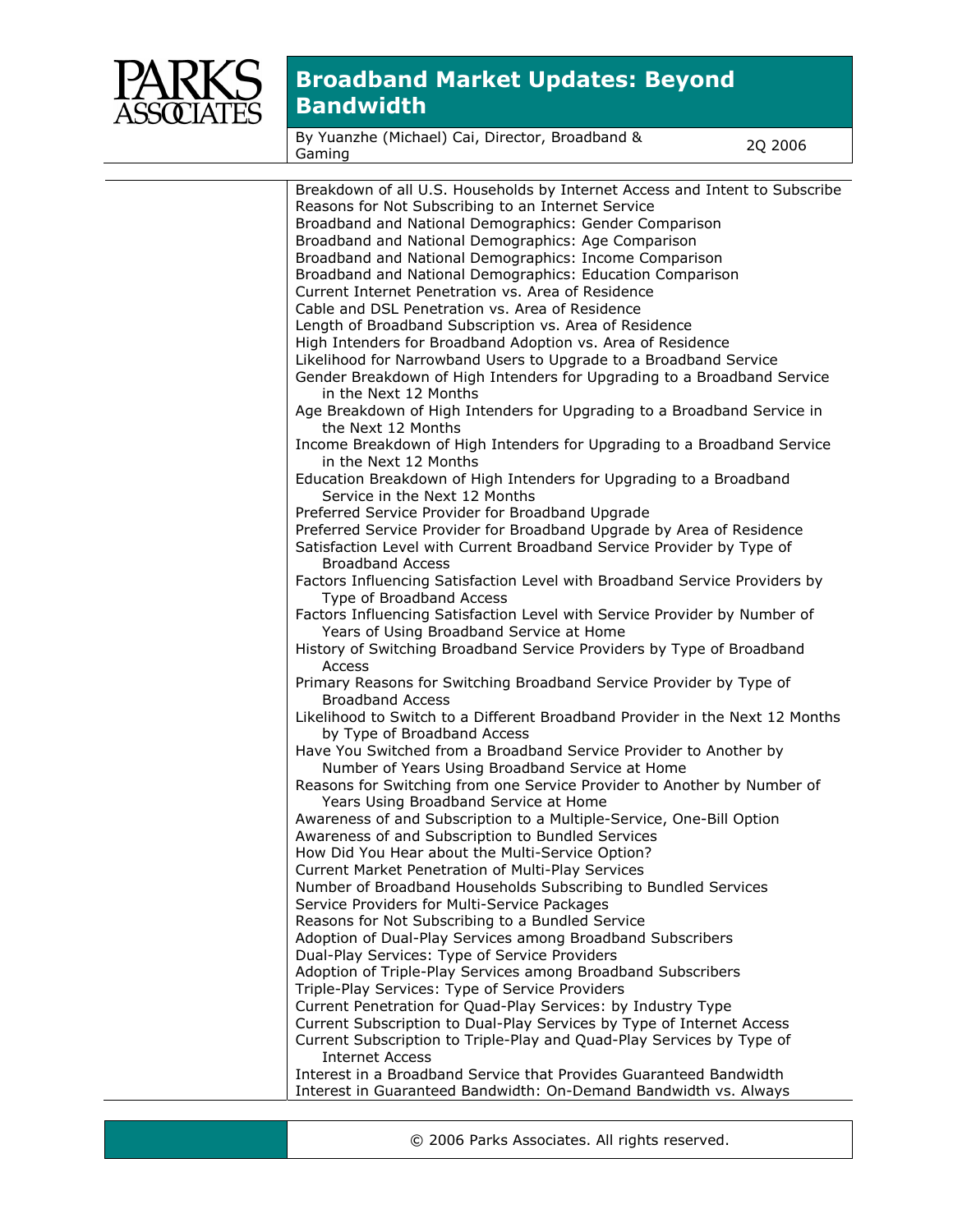# Broadband Market Updates: Beyond Bandwidth

By Yuanzhe (Michael) Cai, Director, Broadband & Gaming

2Q 2006

- Breakdown of all U.S. Households by Internet Access and Intent to Subscribe
- Reasons for Not Subscribing to an Internet Service
- Broadband and National Demographics: Gender Comparison
- Broadband and National Demographics: Age Comparison
- Broadband and National Demographics: Income Comparison
- Broadband and National Demographics: Education Comparison
- Current Internet Penetration vs. Area of Residence
- Cable and DSL Penetration vs. Area of Residence
- Length of Broadband Subscription vs. Area of Residence
- High Intenders for Broadband Adoption vs. Area of Residence
- Likelihood for Narrowband Users to Upgrade to a Broadband Service
- Gender Breakdown of High Intenders for Upgrading to a Broadband Service in the Next 12 Months
- Age Breakdown of High Intenders for Upgrading to a Broadband Service in the Next 12 Months
- Income Breakdown of High Intenders for Upgrading to a Broadband Service in the Next 12 Months
- Education Breakdown of High Intenders for Upgrading to a Broadband Service in the Next 12 Months
- Preferred Service Provider for Broadband Upgrade
- Preferred Service Provider for Broadband Upgrade by Area of Residence
- Satisfaction Level with Current Broadband Service Provider by Type of Broadband Access
- Factors Influencing Satisfaction Level with Broadband Service Providers by Type of Broadband Access
- Factors Influencing Satisfaction Level with Service Provider by Number of Years of Using Broadband Service at Home
- History of Switching Broadband Service Providers by Type of Broadband Access
- Primary Reasons for Switching Broadband Service Provider by Type of Broadband Access
- Likelihood to Switch to a Different Broadband Provider in the Next 12 Months by Type of Broadband Access
- Have You Switched from a Broadband Service Provider to Another by Number of Years Using Broadband Service at Home
- Reasons for Switching from one Service Provider to Another by Number of Years Using Broadband Service at Home
- Awareness of and Subscription to a Multiple-Service, One-Bill Option
- Awareness of and Subscription to Bundled Services
- How Did You Hear about the Multi-Service Option?
- Current Market Penetration of Multi-Play Services
- Number of Broadband Households Subscribing to Bundled Services
- Service Providers for Multi-Service Packages
- Reasons for Not Subscribing to a Bundled Service
- Adoption of Dual-Play Services among Broadband Subscribers
- Dual-Play Services: Type of Service Providers
- Adoption of Triple-Play Services among Broadband Subscribers
- Triple-Play Services: Type of Service Providers
- Current Penetration for Quad-Play Services: by Industry Type
- Current Subscription to Dual-Play Services by Type of Internet Access
- Current Subscription to Triple-Play and Quad-Play Services by Type of Internet Access
- Interest in a Broadband Service that Provides Guaranteed Bandwidth
- Interest in Guaranteed Bandwidth: On-Demand Bandwidth vs. Always

© 2006 Parks Associates. All rights reserved.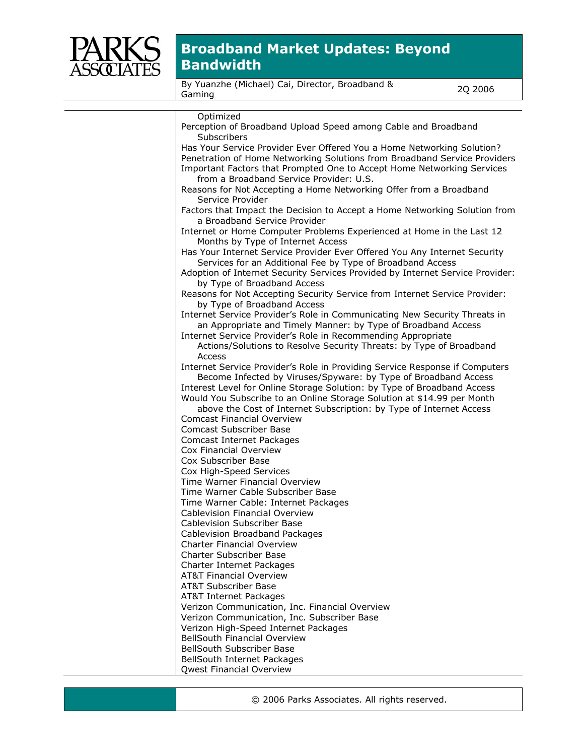Optimized

Perception of Broadband Upload Speed among Cable and Broadband Subscribers

Has Your Service Provider Ever Offered You a Home Networking Solution?

Penetration of Home Networking Solutions from Broadband Service Providers

Important Factors that Prompted One to Accept Home Networking Services from a Broadband Service Provider: U.S.

Reasons for Not Accepting a Home Networking Offer from a Broadband Service Provider

Factors that Impact the Decision to Accept a Home Networking Solution from a Broadband Service Provider

Internet or Home Computer Problems Experienced at Home in the Last 12 Months by Type of Internet Access

Has Your Internet Service Provider Ever Offered You Any Internet Security Services for an Additional Fee by Type of Broadband Access

Adoption of Internet Security Services Provided by Internet Service Provider: by Type of Broadband Access

Reasons for Not Accepting Security Service from Internet Service Provider: by Type of Broadband Access

Internet Service Provider's Role in Communicating New Security Threats in an Appropriate and Timely Manner: by Type of Broadband Access

Internet Service Provider's Role in Recommending Appropriate Actions/Solutions to Resolve Security Threats: by Type of Broadband Access

Internet Service Provider's Role in Providing Service Response if Computers Become Infected by Viruses/Spyware: by Type of Broadband Access

Interest Level for Online Storage Solution: by Type of Broadband Access

Would You Subscribe to an Online Storage Solution at $14.99 per Month above the Cost of Internet Subscription: by Type of Internet Access

Comcast Financial Overview

Comcast Subscriber Base

Comcast Internet Packages

Cox Financial Overview

Cox Subscriber Base

Cox High-Speed Services

Time Warner Financial Overview

Time Warner Cable Subscriber Base

Time Warner Cable: Internet Packages

Cablevision Financial Overview

Cablevision Subscriber Base

Cablevision Broadband Packages

Charter Financial Overview

Charter Subscriber Base

Charter Internet Packages

AT&T Financial Overview

AT&T Subscriber Base

AT&T Internet Packages

Verizon Communication, Inc. Financial Overview

Verizon Communication, Inc. Subscriber Base

Verizon High-Speed Internet Packages

BellSouth Financial Overview

BellSouth Subscriber Base

BellSouth Internet Packages

Qwest Financial Overview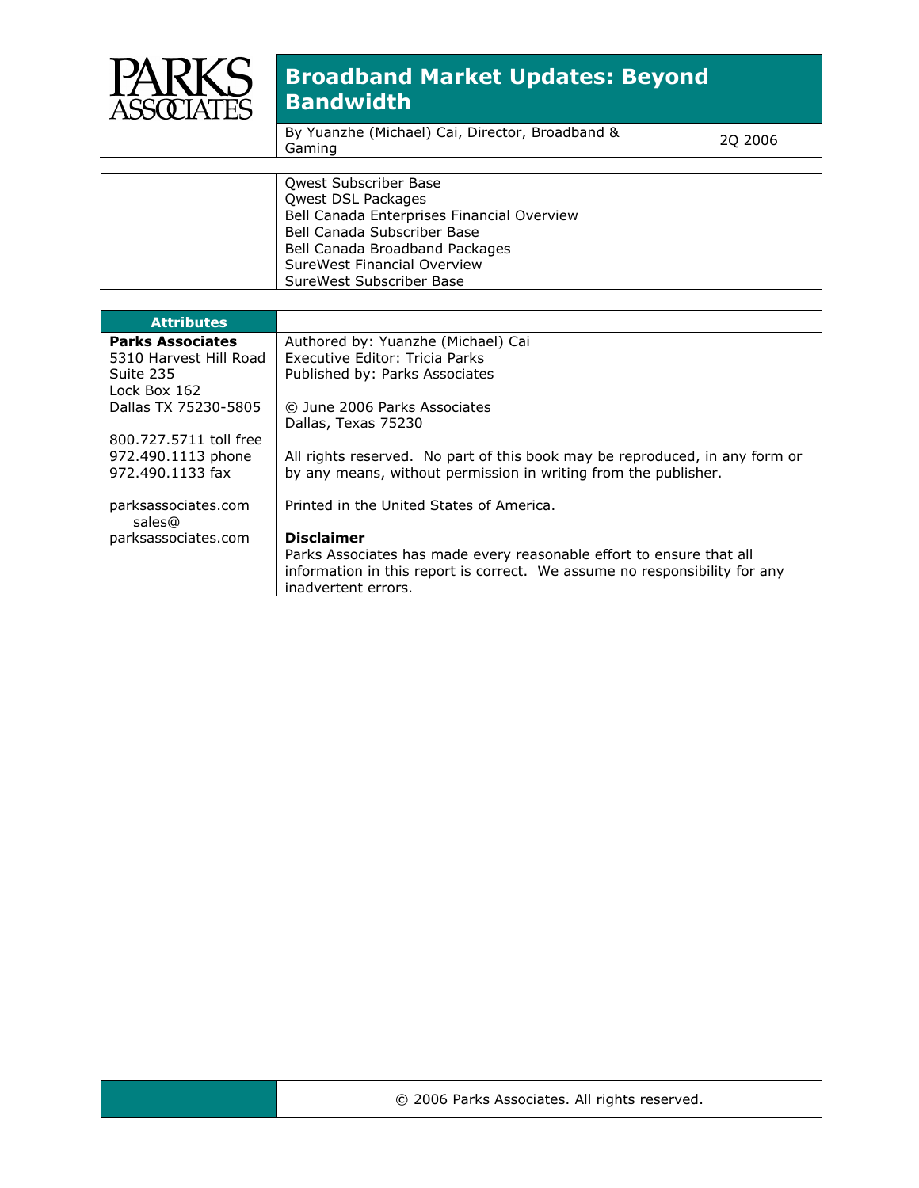# Broadband Market Updates: Beyond Bandwidth

By Yuanzhe (Michael) Cai, Director, Broadband & Gaming

2Q 2006

Qwest Subscriber Base
Qwest DSL Packages
Bell Canada Enterprises Financial Overview
Bell Canada Subscriber Base
Bell Canada Broadband Packages
SureWest Financial Overview
SureWest Subscriber Base

| Attributes | |
|---|---|
| **Parks Associates**<br>5310 Harvest Hill Road<br>Suite 235<br>Lock Box 162<br>Dallas TX 75230-5805<br><br>800.727.5711 toll free<br>972.490.1113 phone<br>972.490.1133 fax<br><br>parksassociates.com<br>sales@parksassociates.com | Authored by: Yuanzhe (Michael) Cai<br>Executive Editor: Tricia Parks<br>Published by: Parks Associates<br><br>© June 2006 Parks Associates<br>Dallas, Texas 75230<br><br>All rights reserved. No part of this book may be reproduced, in any form or by any means, without permission in writing from the publisher.<br><br>Printed in the United States of America.<br><br>**Disclaimer**<br>Parks Associates has made every reasonable effort to ensure that all information in this report is correct. We assume no responsibility for any inadvertent errors. |